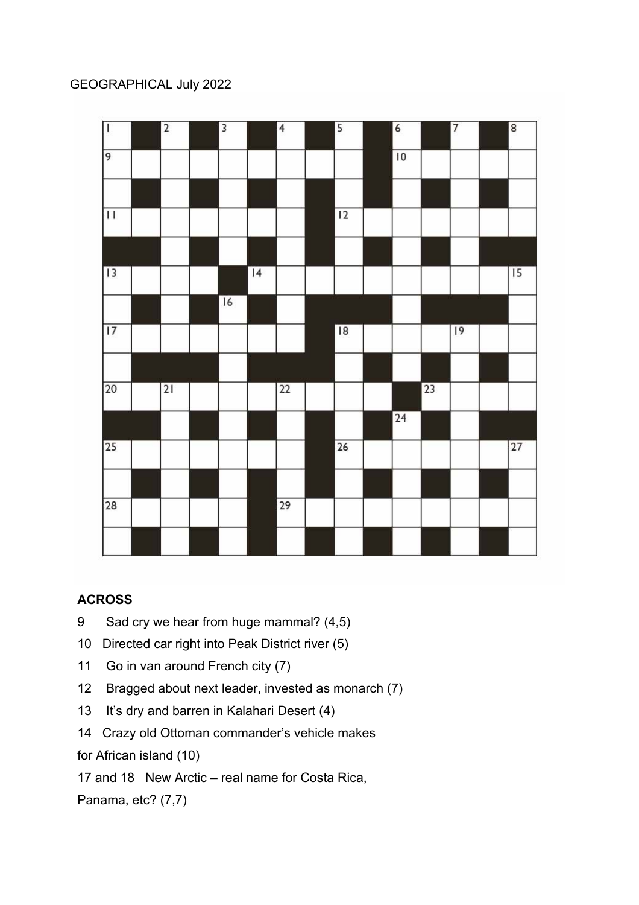GEOGRAPHICAL July 2022

## ACROSS

9 Sad cry we hear from huge mammal? (4,5)

10 Directed car right into Peak District river (5)

11 Go in van around French city (7)

12 Bragged about next leader, invested as monarch (7)

13 It's dry and barren in Kalahari Desert (4)

14 Crazy old Ottoman commander's vehicle makes for African island (10)

17 and 18 New Arctic – real name for Costa Rica, Panama, etc? (7,7)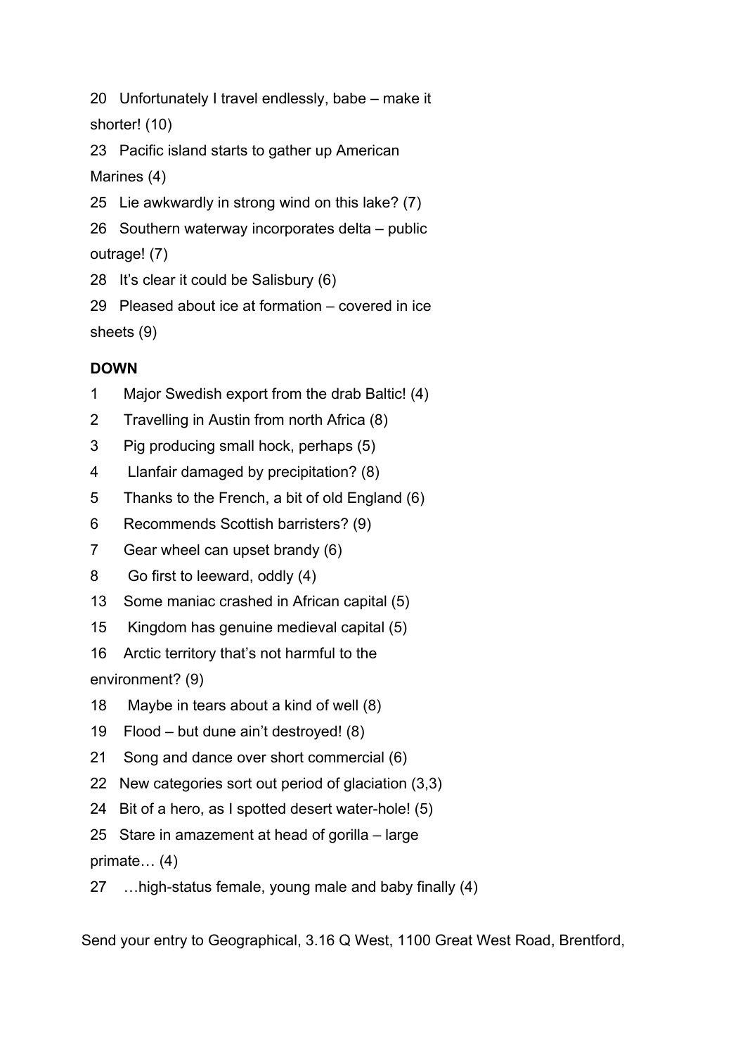20 Unfortunately I travel endlessly, babe – make it shorter! (10)

23 Pacific island starts to gather up American Marines (4)

25 Lie awkwardly in strong wind on this lake? (7)

26 Southern waterway incorporates delta – public outrage! (7)

28 It's clear it could be Salisbury (6)

29 Pleased about ice at formation – covered in ice sheets (9)

**DOWN**

1 Major Swedish export from the drab Baltic! (4)

2 Travelling in Austin from north Africa (8)

3 Pig producing small hock, perhaps (5)

4 Llanfair damaged by precipitation? (8)

5 Thanks to the French, a bit of old England (6)

6 Recommends Scottish barristers? (9)

7 Gear wheel can upset brandy (6)

8 Go first to leeward, oddly (4)

13 Some maniac crashed in African capital (5)

15 Kingdom has genuine medieval capital (5)

16 Arctic territory that's not harmful to the environment? (9)

18 Maybe in tears about a kind of well (8)

19 Flood – but dune ain't destroyed! (8)

21 Song and dance over short commercial (6)

22 New categories sort out period of glaciation (3,3)

24 Bit of a hero, as I spotted desert water-hole! (5)

25 Stare in amazement at head of gorilla – large primate… (4)

27 …high-status female, young male and baby finally (4)

Send your entry to Geographical, 3.16 Q West, 1100 Great West Road, Brentford,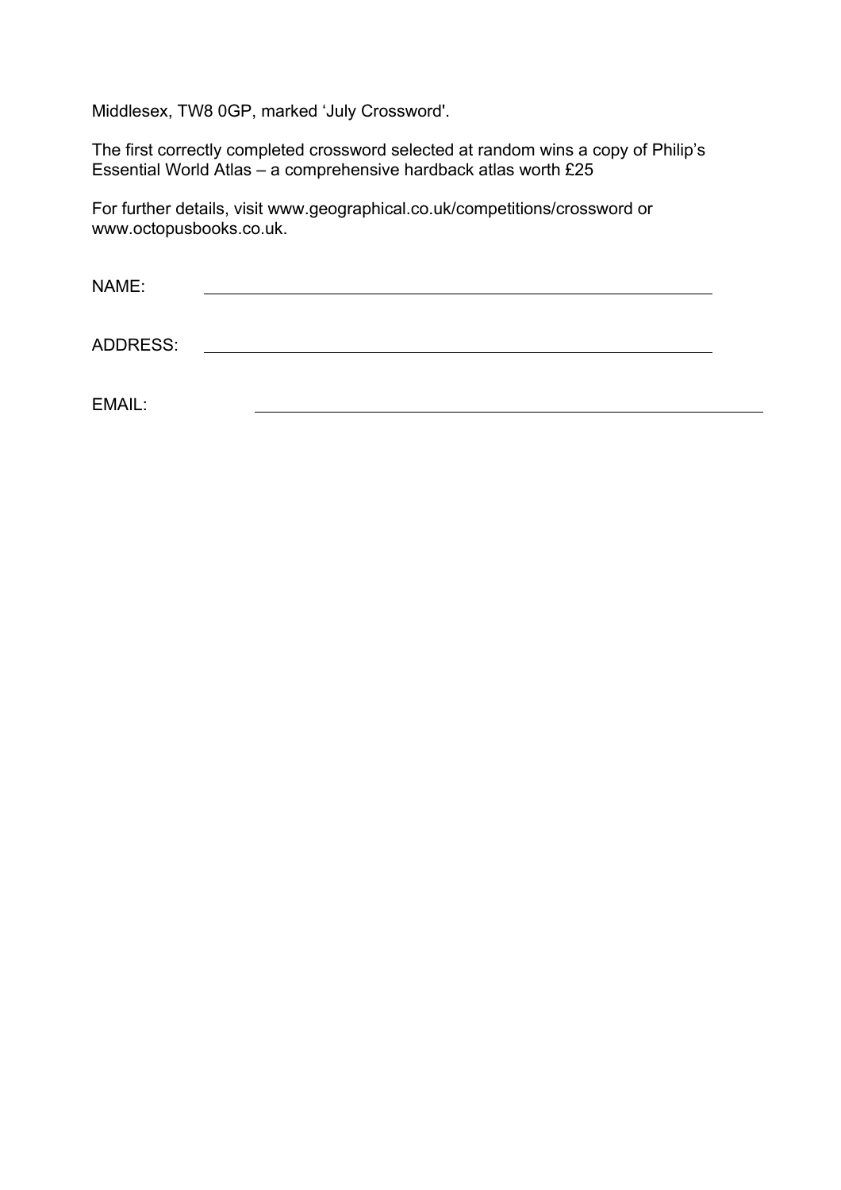Middlesex, TW8 0GP, marked 'July Crossword'.

The first correctly completed crossword selected at random wins a copy of Philip's Essential World Atlas – a comprehensive hardback atlas worth £25

For further details, visit www.geographical.co.uk/competitions/crossword or www.octopusbooks.co.uk.

NAME: ______________________________________________

ADDRESS: ______________________________________________

EMAIL: ______________________________________________